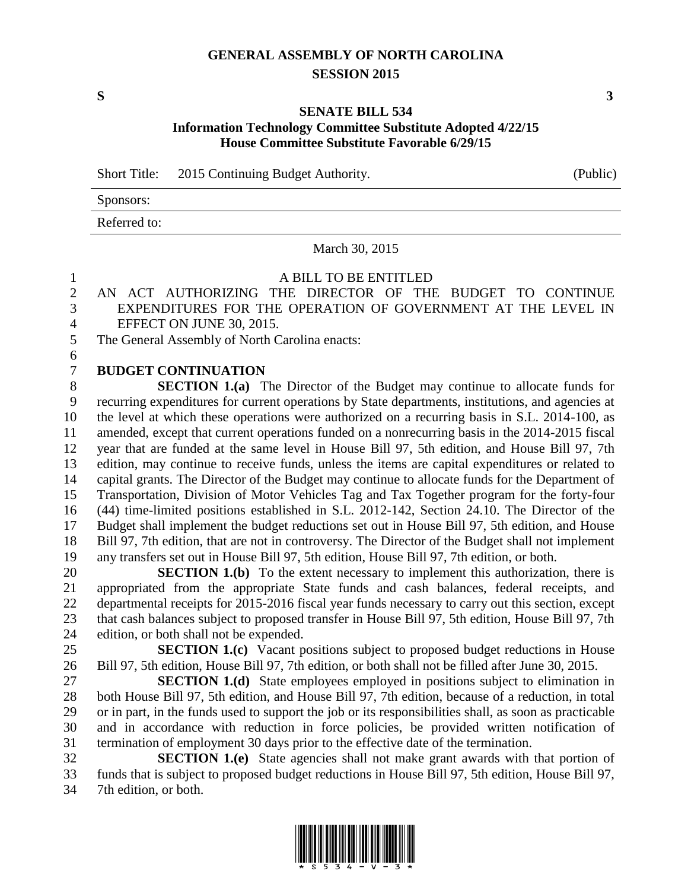# GENERAL ASSEMBLY OF NORTH CAROLINA
## SESSION 2015

**S** **3**

### SENATE BILL 534
**Information Technology Committee Substitute Adopted 4/22/15**
**House Committee Substitute Favorable 6/29/15**

Short Title: 2015 Continuing Budget Authority. (Public)

Sponsors:

Referred to:

March 30, 2015

A BILL TO BE ENTITLED

AN ACT AUTHORIZING THE DIRECTOR OF THE BUDGET TO CONTINUE EXPENDITURES FOR THE OPERATION OF GOVERNMENT AT THE LEVEL IN EFFECT ON JUNE 30, 2015.

The General Assembly of North Carolina enacts:

**BUDGET CONTINUATION**

**SECTION 1.(a)** The Director of the Budget may continue to allocate funds for recurring expenditures for current operations by State departments, institutions, and agencies at the level at which these operations were authorized on a recurring basis in S.L. 2014-100, as amended, except that current operations funded on a nonrecurring basis in the 2014-2015 fiscal year that are funded at the same level in House Bill 97, 5th edition, and House Bill 97, 7th edition, may continue to receive funds, unless the items are capital expenditures or related to capital grants. The Director of the Budget may continue to allocate funds for the Department of Transportation, Division of Motor Vehicles Tag and Tax Together program for the forty-four (44) time-limited positions established in S.L. 2012-142, Section 24.10. The Director of the Budget shall implement the budget reductions set out in House Bill 97, 5th edition, and House Bill 97, 7th edition, that are not in controversy. The Director of the Budget shall not implement any transfers set out in House Bill 97, 5th edition, House Bill 97, 7th edition, or both.

**SECTION 1.(b)** To the extent necessary to implement this authorization, there is appropriated from the appropriate State funds and cash balances, federal receipts, and departmental receipts for 2015-2016 fiscal year funds necessary to carry out this section, except that cash balances subject to proposed transfer in House Bill 97, 5th edition, House Bill 97, 7th edition, or both shall not be expended.

**SECTION 1.(c)** Vacant positions subject to proposed budget reductions in House Bill 97, 5th edition, House Bill 97, 7th edition, or both shall not be filled after June 30, 2015.

**SECTION 1.(d)** State employees employed in positions subject to elimination in both House Bill 97, 5th edition, and House Bill 97, 7th edition, because of a reduction, in total or in part, in the funds used to support the job or its responsibilities shall, as soon as practicable and in accordance with reduction in force policies, be provided written notification of termination of employment 30 days prior to the effective date of the termination.

**SECTION 1.(e)** State agencies shall not make grant awards with that portion of funds that is subject to proposed budget reductions in House Bill 97, 5th edition, House Bill 97, 7th edition, or both.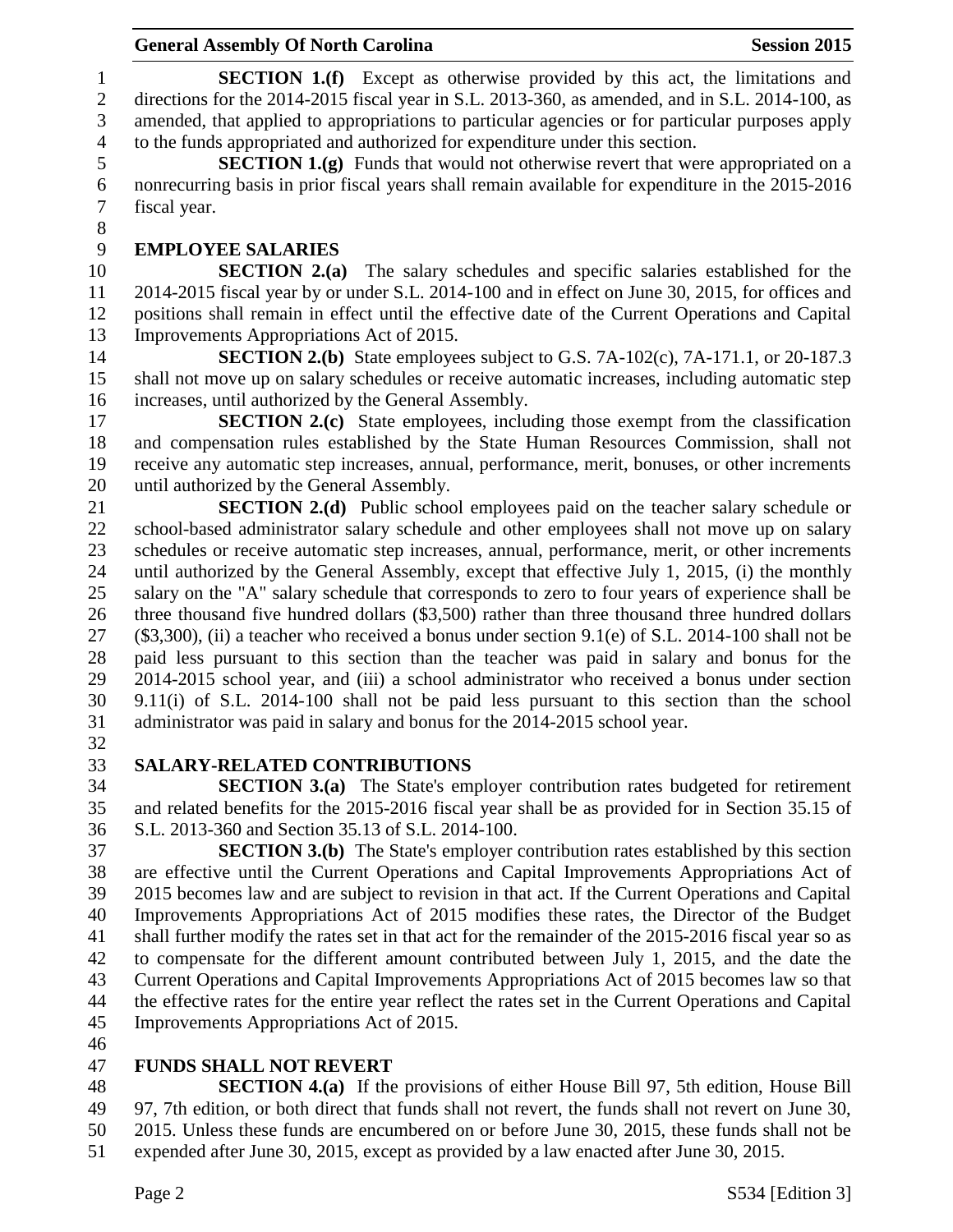**SECTION 1.(f)** Except as otherwise provided by this act, the limitations and directions for the 2014-2015 fiscal year in S.L. 2013-360, as amended, and in S.L. 2014-100, as amended, that applied to appropriations to particular agencies or for particular purposes apply to the funds appropriated and authorized for expenditure under this section.

**SECTION 1.(g)** Funds that would not otherwise revert that were appropriated on a nonrecurring basis in prior fiscal years shall remain available for expenditure in the 2015-2016 fiscal year.

## EMPLOYEE SALARIES

**SECTION 2.(a)** The salary schedules and specific salaries established for the 2014-2015 fiscal year by or under S.L. 2014-100 and in effect on June 30, 2015, for offices and positions shall remain in effect until the effective date of the Current Operations and Capital Improvements Appropriations Act of 2015.

**SECTION 2.(b)** State employees subject to G.S. 7A-102(c), 7A-171.1, or 20-187.3 shall not move up on salary schedules or receive automatic increases, including automatic step increases, until authorized by the General Assembly.

**SECTION 2.(c)** State employees, including those exempt from the classification and compensation rules established by the State Human Resources Commission, shall not receive any automatic step increases, annual, performance, merit, bonuses, or other increments until authorized by the General Assembly.

**SECTION 2.(d)** Public school employees paid on the teacher salary schedule or school-based administrator salary schedule and other employees shall not move up on salary schedules or receive automatic step increases, annual, performance, merit, or other increments until authorized by the General Assembly, except that effective July 1, 2015, (i) the monthly salary on the "A" salary schedule that corresponds to zero to four years of experience shall be three thousand five hundred dollars ($3,500) rather than three thousand three hundred dollars ($3,300), (ii) a teacher who received a bonus under section 9.1(e) of S.L. 2014-100 shall not be paid less pursuant to this section than the teacher was paid in salary and bonus for the 2014-2015 school year, and (iii) a school administrator who received a bonus under section 9.11(i) of S.L. 2014-100 shall not be paid less pursuant to this section than the school administrator was paid in salary and bonus for the 2014-2015 school year.

## SALARY-RELATED CONTRIBUTIONS

**SECTION 3.(a)** The State's employer contribution rates budgeted for retirement and related benefits for the 2015-2016 fiscal year shall be as provided for in Section 35.15 of S.L. 2013-360 and Section 35.13 of S.L. 2014-100.

**SECTION 3.(b)** The State's employer contribution rates established by this section are effective until the Current Operations and Capital Improvements Appropriations Act of 2015 becomes law and are subject to revision in that act. If the Current Operations and Capital Improvements Appropriations Act of 2015 modifies these rates, the Director of the Budget shall further modify the rates set in that act for the remainder of the 2015-2016 fiscal year so as to compensate for the different amount contributed between July 1, 2015, and the date the Current Operations and Capital Improvements Appropriations Act of 2015 becomes law so that the effective rates for the entire year reflect the rates set in the Current Operations and Capital Improvements Appropriations Act of 2015.

## FUNDS SHALL NOT REVERT

**SECTION 4.(a)** If the provisions of either House Bill 97, 5th edition, House Bill 97, 7th edition, or both direct that funds shall not revert, the funds shall not revert on June 30, 2015. Unless these funds are encumbered on or before June 30, 2015, these funds shall not be expended after June 30, 2015, except as provided by a law enacted after June 30, 2015.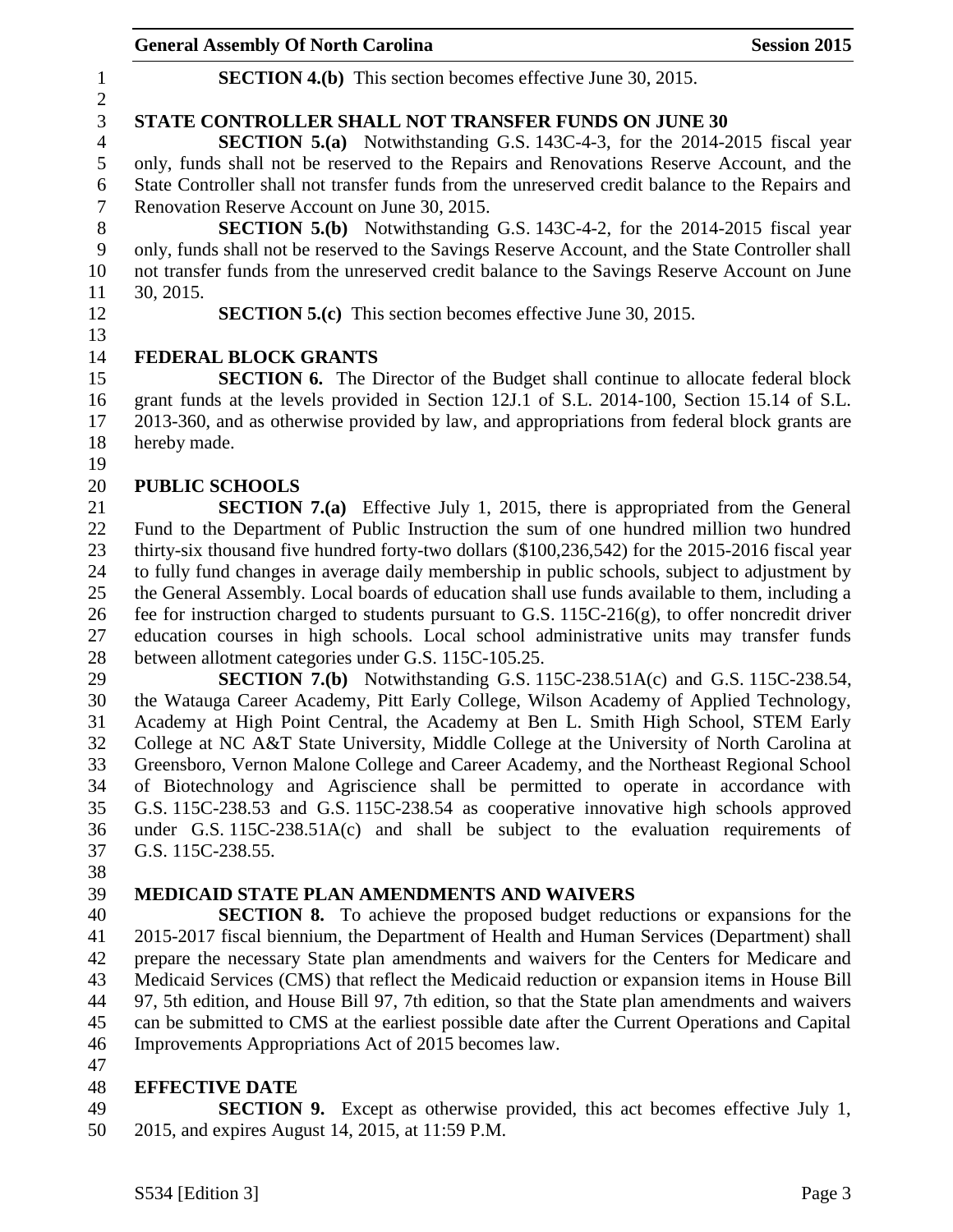**SECTION 4.(b)** This section becomes effective June 30, 2015.

### STATE CONTROLLER SHALL NOT TRANSFER FUNDS ON JUNE 30

**SECTION 5.(a)** Notwithstanding G.S. 143C-4-3, for the 2014-2015 fiscal year only, funds shall not be reserved to the Repairs and Renovations Reserve Account, and the State Controller shall not transfer funds from the unreserved credit balance to the Repairs and Renovation Reserve Account on June 30, 2015.

**SECTION 5.(b)** Notwithstanding G.S. 143C-4-2, for the 2014-2015 fiscal year only, funds shall not be reserved to the Savings Reserve Account, and the State Controller shall not transfer funds from the unreserved credit balance to the Savings Reserve Account on June 30, 2015.

**SECTION 5.(c)** This section becomes effective June 30, 2015.

### FEDERAL BLOCK GRANTS

**SECTION 6.** The Director of the Budget shall continue to allocate federal block grant funds at the levels provided in Section 12J.1 of S.L. 2014-100, Section 15.14 of S.L. 2013-360, and as otherwise provided by law, and appropriations from federal block grants are hereby made.

### PUBLIC SCHOOLS

**SECTION 7.(a)** Effective July 1, 2015, there is appropriated from the General Fund to the Department of Public Instruction the sum of one hundred million two hundred thirty-six thousand five hundred forty-two dollars ($100,236,542) for the 2015-2016 fiscal year to fully fund changes in average daily membership in public schools, subject to adjustment by the General Assembly. Local boards of education shall use funds available to them, including a fee for instruction charged to students pursuant to G.S. 115C-216(g), to offer noncredit driver education courses in high schools. Local school administrative units may transfer funds between allotment categories under G.S. 115C-105.25.

**SECTION 7.(b)** Notwithstanding G.S. 115C-238.51A(c) and G.S. 115C-238.54, the Watauga Career Academy, Pitt Early College, Wilson Academy of Applied Technology, Academy at High Point Central, the Academy at Ben L. Smith High School, STEM Early College at NC A&T State University, Middle College at the University of North Carolina at Greensboro, Vernon Malone College and Career Academy, and the Northeast Regional School of Biotechnology and Agriscience shall be permitted to operate in accordance with G.S. 115C-238.53 and G.S. 115C-238.54 as cooperative innovative high schools approved under G.S. 115C-238.51A(c) and shall be subject to the evaluation requirements of G.S. 115C-238.55.

### MEDICAID STATE PLAN AMENDMENTS AND WAIVERS

**SECTION 8.** To achieve the proposed budget reductions or expansions for the 2015-2017 fiscal biennium, the Department of Health and Human Services (Department) shall prepare the necessary State plan amendments and waivers for the Centers for Medicare and Medicaid Services (CMS) that reflect the Medicaid reduction or expansion items in House Bill 97, 5th edition, and House Bill 97, 7th edition, so that the State plan amendments and waivers can be submitted to CMS at the earliest possible date after the Current Operations and Capital Improvements Appropriations Act of 2015 becomes law.

### EFFECTIVE DATE

**SECTION 9.** Except as otherwise provided, this act becomes effective July 1, 2015, and expires August 14, 2015, at 11:59 P.M.